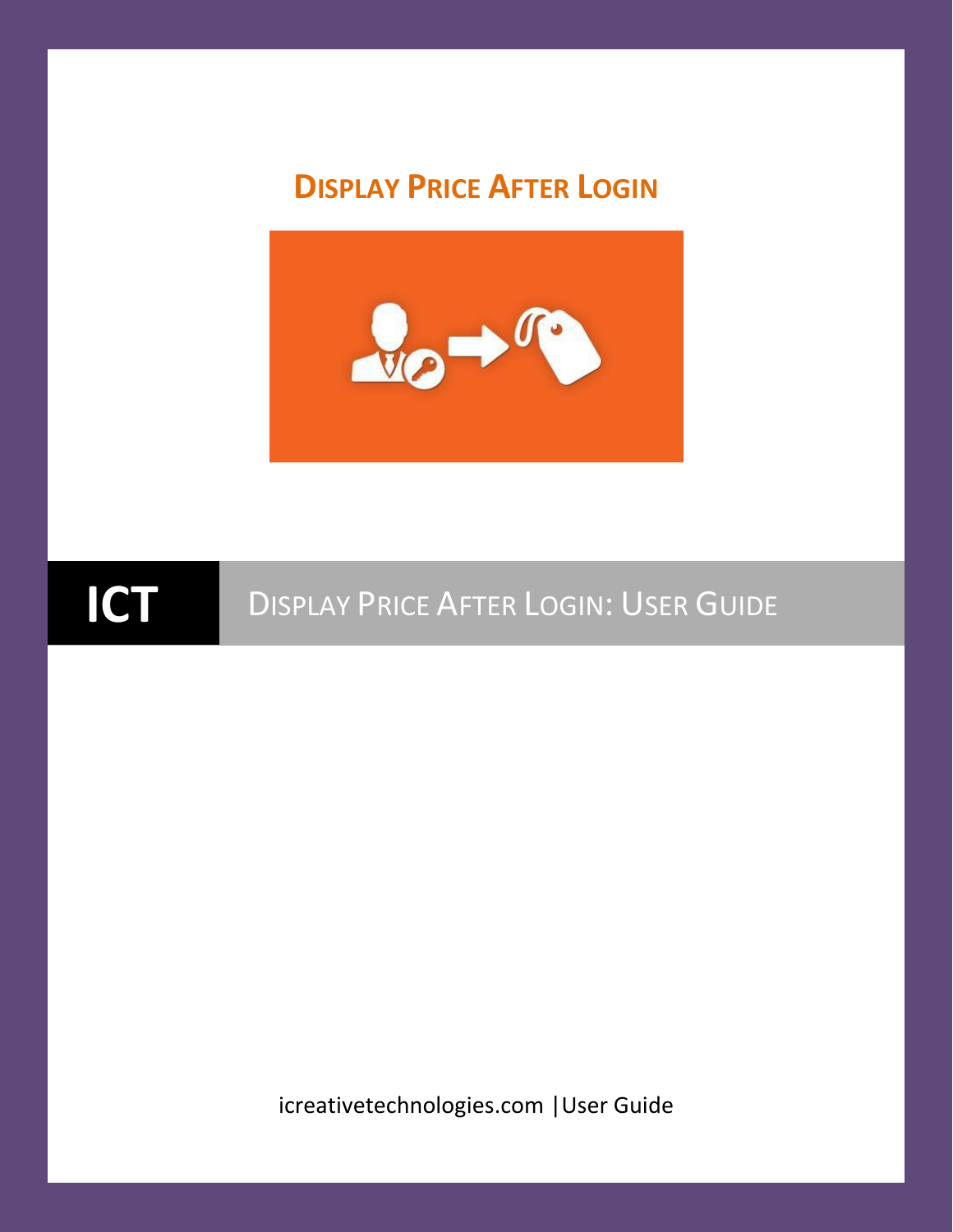# Display Price After Login

**ICT** | Display Price After Login: User Guide

icreativetechnologies.com | User Guide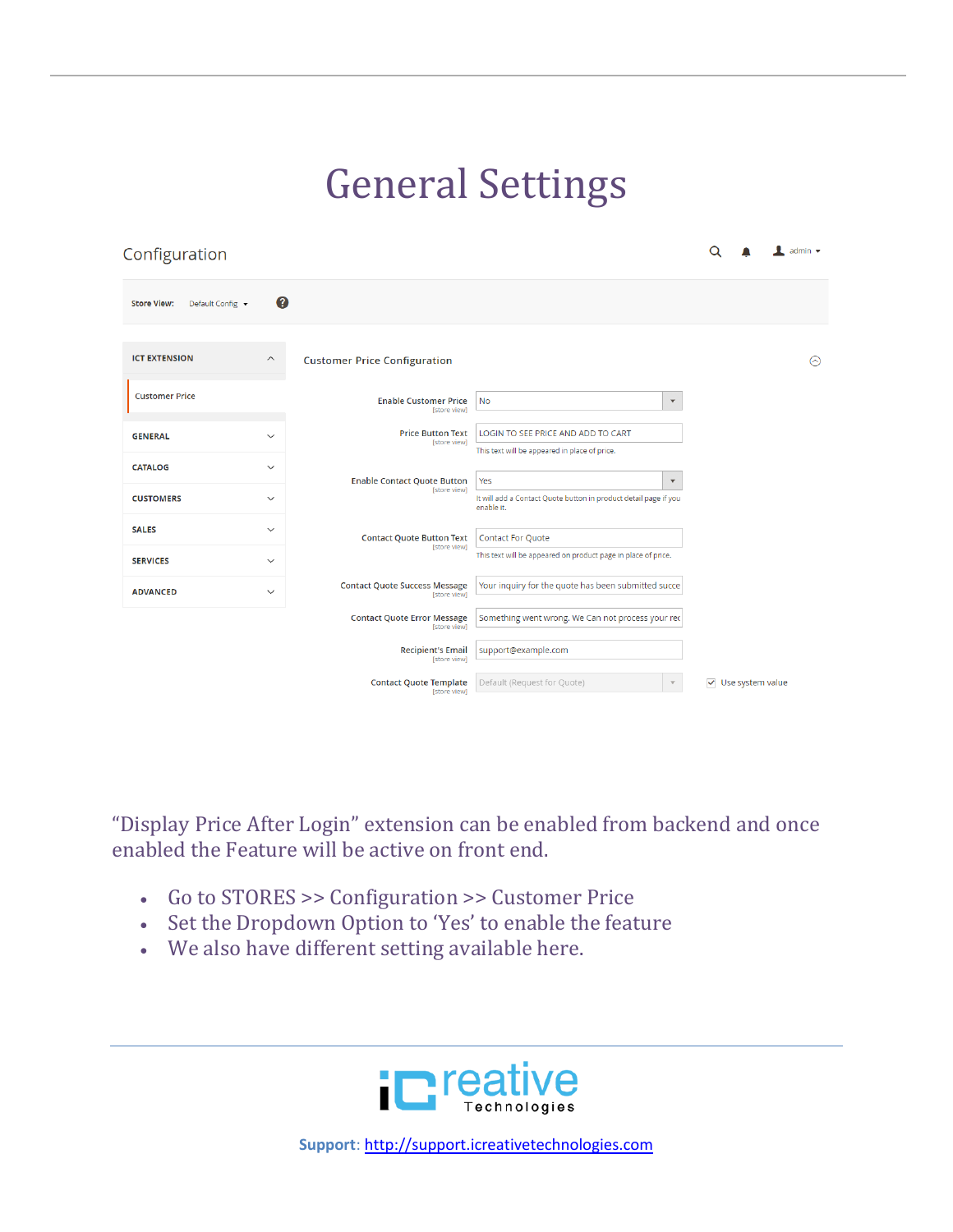# General Settings

Configuration

Store View: Default Config

**ICT EXTENSION**

- Customer Price

**GENERAL**

**CATALOG**

**CUSTOMERS**

**SALES**

**SERVICES**

**ADVANCED**

Customer Price Configuration

| Setting | Value | Note |
|---|---|---|
| Enable Customer Price [store view] | No | |
| Price Button Text [store view] | LOGIN TO SEE PRICE AND ADD TO CART | This text will be appeared in place of price. |
| Enable Contact Quote Button [store view] | Yes | It will add a Contact Quote button in product detail page if you enable it. |
| Contact Quote Button Text [store view] | Contact For Quote | This text will be appeared on product page in place of price. |
| Contact Quote Success Message [store view] | Your inquiry for the quote has been submitted succe | |
| Contact Quote Error Message [store view] | Something went wrong. We Can not process your rec | |
| Recipient's Email [store view] | support@example.com | |
| Contact Quote Template [store view] | Default (Request for Quote) | Use system value |

"Display Price After Login" extension can be enabled from backend and once enabled the Feature will be active on front end.

- Go to STORES >> Configuration >> Customer Price
- Set the Dropdown Option to 'Yes' to enable the feature
- We also have different setting available here.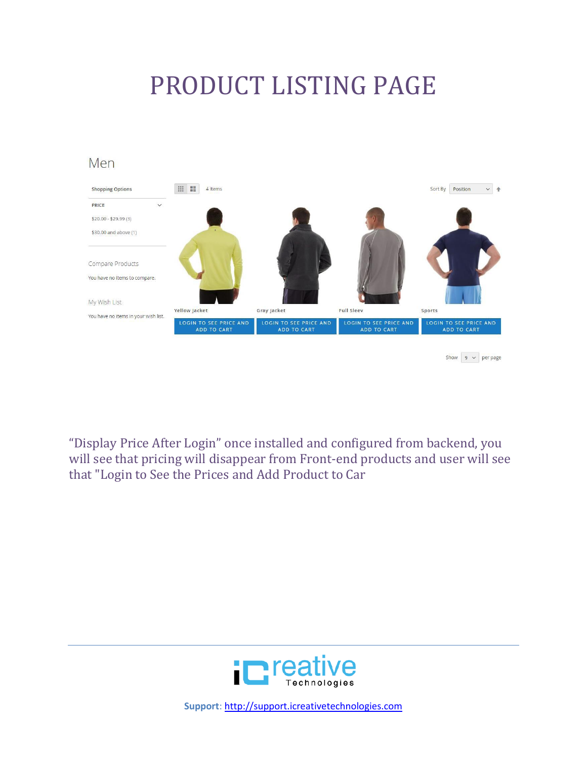# PRODUCT LISTING PAGE

Men

Shopping Options

PRICE

$20.00 - $29.99 (3)

$30.00 and above (1)

Compare Products

You have no items to compare.

My Wish List

You have no items in your wish list.

4 Items

Sort By Position

Yellow Jacket

LOGIN TO SEE PRICE AND ADD TO CART

Gray Jacket

LOGIN TO SEE PRICE AND ADD TO CART

Full Sleev

LOGIN TO SEE PRICE AND ADD TO CART

Sports

LOGIN TO SEE PRICE AND ADD TO CART

Show 9 per page

"Display Price After Login" once installed and configured from backend, you will see that pricing will disappear from Front-end products and user will see that "Login to See the Prices and Add Product to Car

**Support**: http://support.icreativetechnologies.com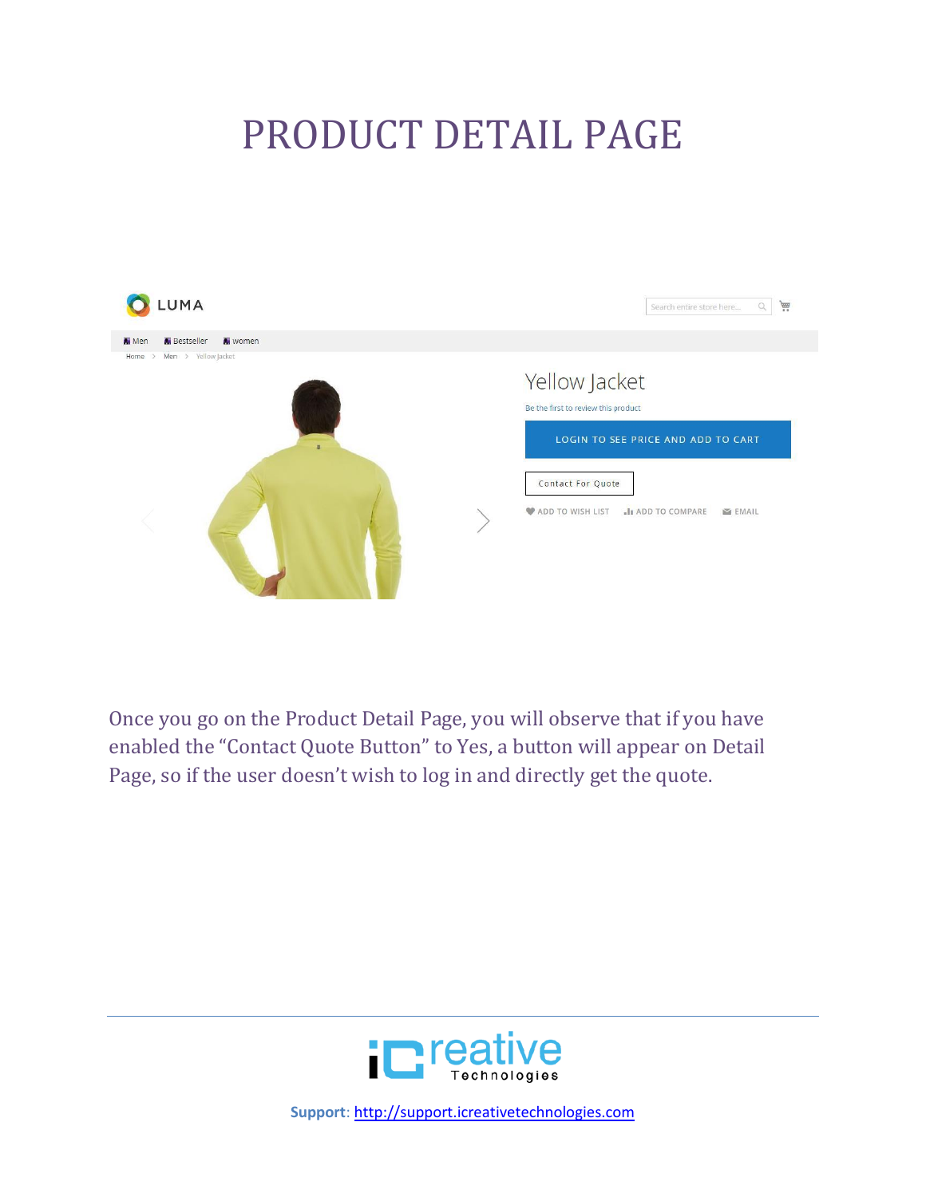# PRODUCT DETAIL PAGE

Once you go on the Product Detail Page, you will observe that if you have enabled the "Contact Quote Button" to Yes, a button will appear on Detail Page, so if the user doesn't wish to log in and directly get the quote.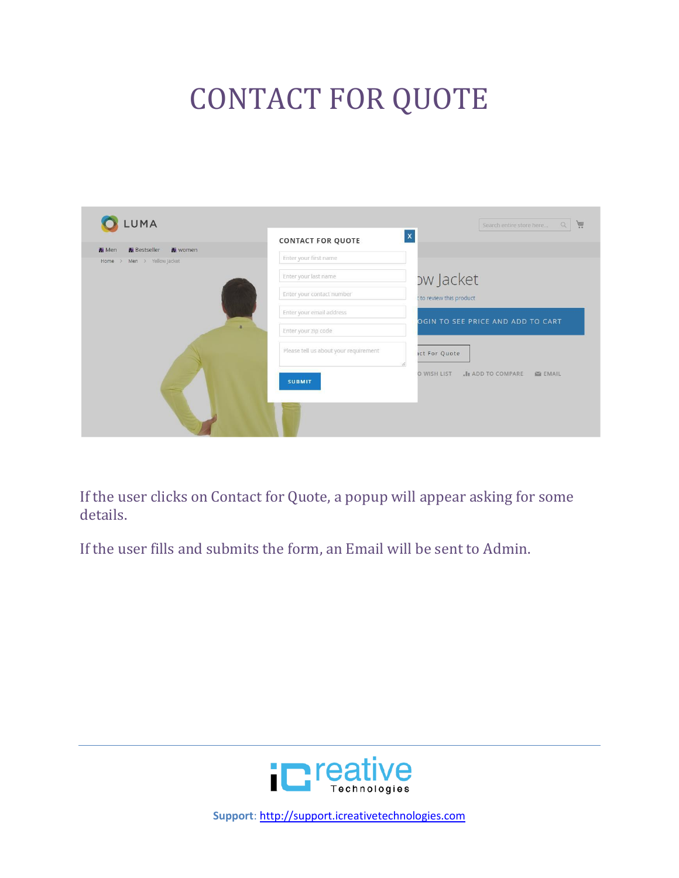# CONTACT FOR QUOTE

If the user clicks on Contact for Quote, a popup will appear asking for some details.

If the user fills and submits the form, an Email will be sent to Admin.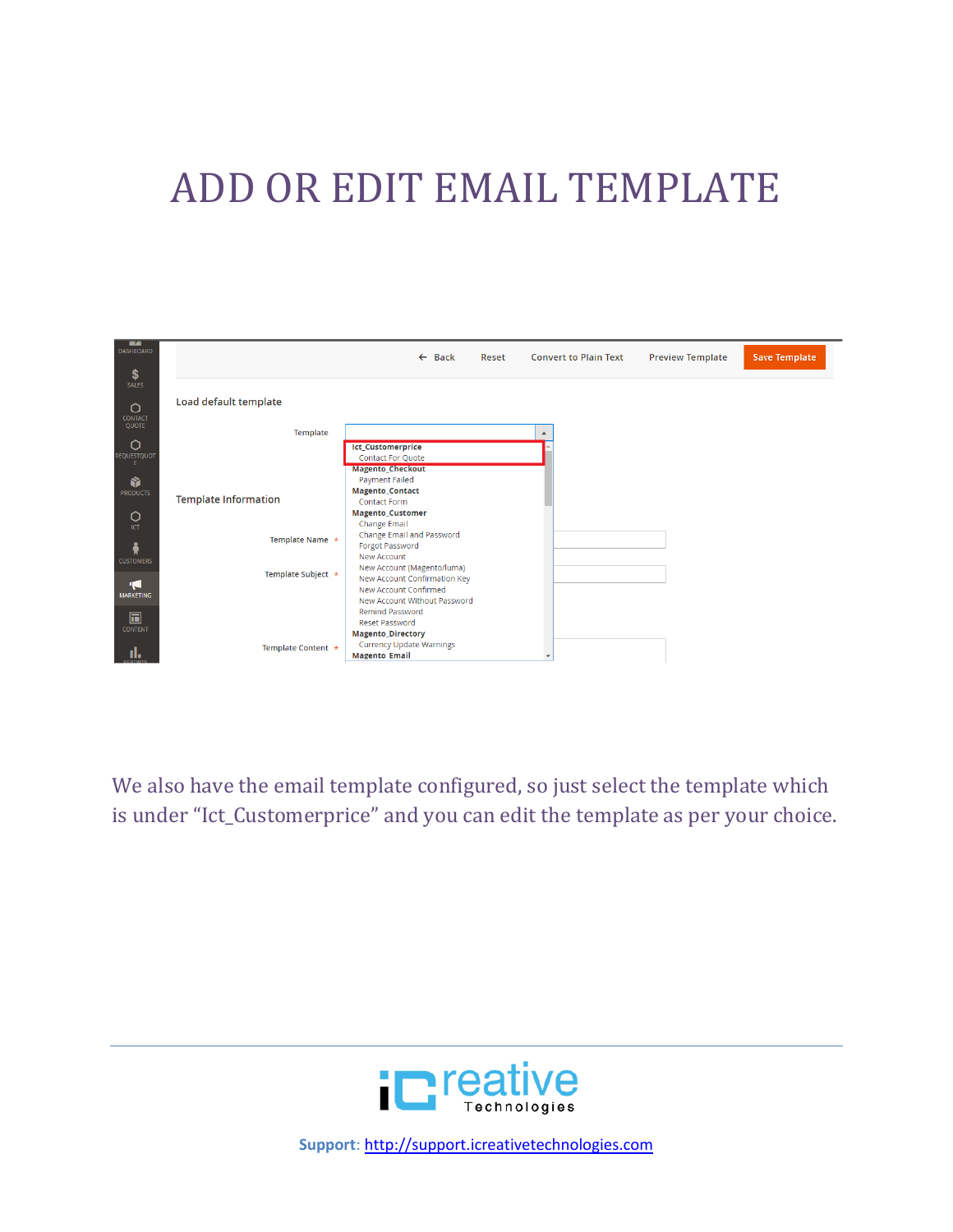# ADD OR EDIT EMAIL TEMPLATE

We also have the email template configured, so just select the template which is under “Ict_Customerprice” and you can edit the template as per your choice.

**Support**: http://support.icreativetechnologies.com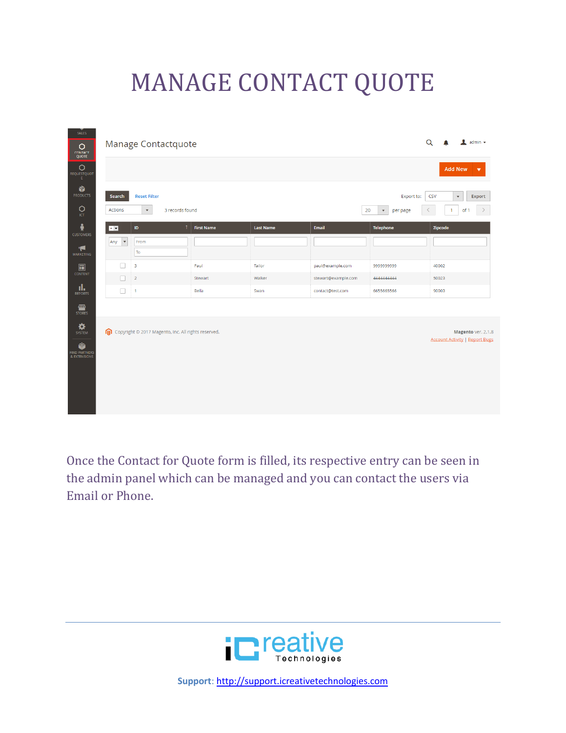# MANAGE CONTACT QUOTE

Once the Contact for Quote form is filled, its respective entry can be seen in the admin panel which can be managed and you can contact the users via Email or Phone.

**Support**: http://support.icreativetechnologies.com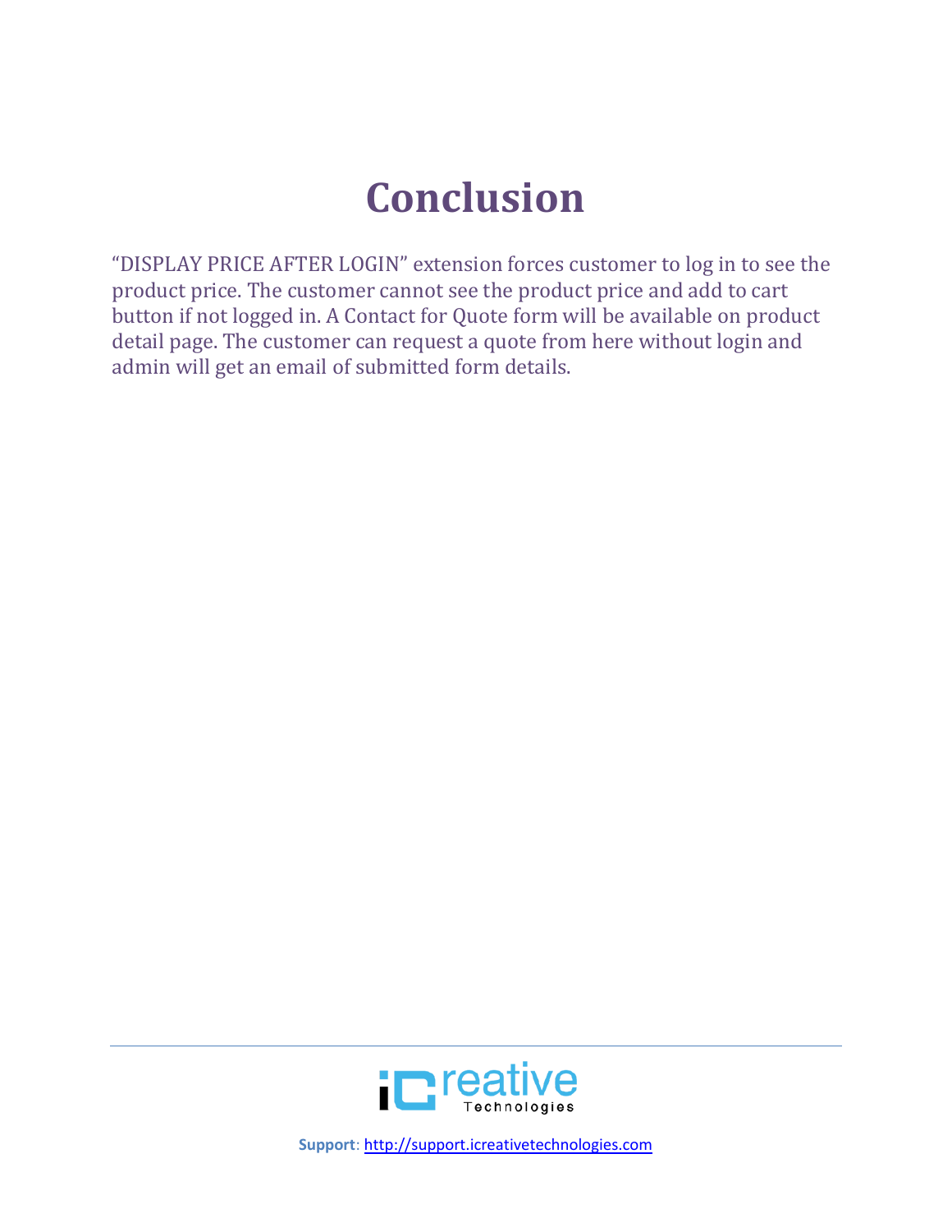# Conclusion

“DISPLAY PRICE AFTER LOGIN” extension forces customer to log in to see the product price. The customer cannot see the product price and add to cart button if not logged in. A Contact for Quote form will be available on product detail page. The customer can request a quote from here without login and admin will get an email of submitted form details.